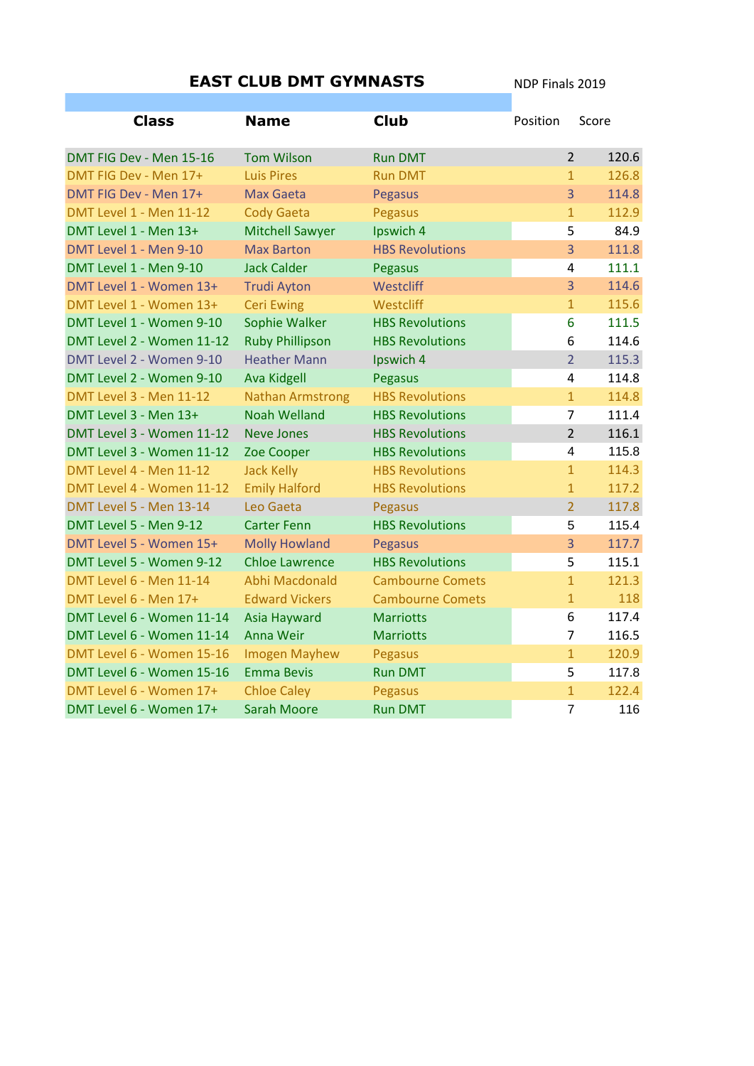# EAST CLUB DMT GYMNASTS

NDP Finals 2019

| Class | Name | Club | Position | Score |
|---|---|---|---|---|
| DMT FIG Dev - Men 15-16 | Tom Wilson | Run DMT | 2 | 120.6 |
| DMT FIG Dev - Men 17+ | Luis Pires | Run DMT | 1 | 126.8 |
| DMT FIG Dev - Men 17+ | Max Gaeta | Pegasus | 3 | 114.8 |
| DMT Level 1 - Men 11-12 | Cody Gaeta | Pegasus | 1 | 112.9 |
| DMT Level 1 - Men 13+ | Mitchell Sawyer | Ipswich 4 | 5 | 84.9 |
| DMT Level 1 - Men 9-10 | Max Barton | HBS Revolutions | 3 | 111.8 |
| DMT Level 1 - Men 9-10 | Jack Calder | Pegasus | 4 | 111.1 |
| DMT Level 1 - Women 13+ | Trudi Ayton | Westcliff | 3 | 114.6 |
| DMT Level 1 - Women 13+ | Ceri Ewing | Westcliff | 1 | 115.6 |
| DMT Level 1 - Women 9-10 | Sophie Walker | HBS Revolutions | 6 | 111.5 |
| DMT Level 2 - Women 11-12 | Ruby Phillipson | HBS Revolutions | 6 | 114.6 |
| DMT Level 2 - Women 9-10 | Heather Mann | Ipswich 4 | 2 | 115.3 |
| DMT Level 2 - Women 9-10 | Ava Kidgell | Pegasus | 4 | 114.8 |
| DMT Level 3 - Men 11-12 | Nathan Armstrong | HBS Revolutions | 1 | 114.8 |
| DMT Level 3 - Men 13+ | Noah Welland | HBS Revolutions | 7 | 111.4 |
| DMT Level 3 - Women 11-12 | Neve Jones | HBS Revolutions | 2 | 116.1 |
| DMT Level 3 - Women 11-12 | Zoe Cooper | HBS Revolutions | 4 | 115.8 |
| DMT Level 4 - Men 11-12 | Jack Kelly | HBS Revolutions | 1 | 114.3 |
| DMT Level 4 - Women 11-12 | Emily Halford | HBS Revolutions | 1 | 117.2 |
| DMT Level 5 - Men 13-14 | Leo Gaeta | Pegasus | 2 | 117.8 |
| DMT Level 5 - Men 9-12 | Carter Fenn | HBS Revolutions | 5 | 115.4 |
| DMT Level 5 - Women 15+ | Molly Howland | Pegasus | 3 | 117.7 |
| DMT Level 5 - Women 9-12 | Chloe Lawrence | HBS Revolutions | 5 | 115.1 |
| DMT Level 6 - Men 11-14 | Abhi Macdonald | Cambourne Comets | 1 | 121.3 |
| DMT Level 6 - Men 17+ | Edward Vickers | Cambourne Comets | 1 | 118 |
| DMT Level 6 - Women 11-14 | Asia Hayward | Marriotts | 6 | 117.4 |
| DMT Level 6 - Women 11-14 | Anna Weir | Marriotts | 7 | 116.5 |
| DMT Level 6 - Women 15-16 | Imogen Mayhew | Pegasus | 1 | 120.9 |
| DMT Level 6 - Women 15-16 | Emma Bevis | Run DMT | 5 | 117.8 |
| DMT Level 6 - Women 17+ | Chloe Caley | Pegasus | 1 | 122.4 |
| DMT Level 6 - Women 17+ | Sarah Moore | Run DMT | 7 | 116 |